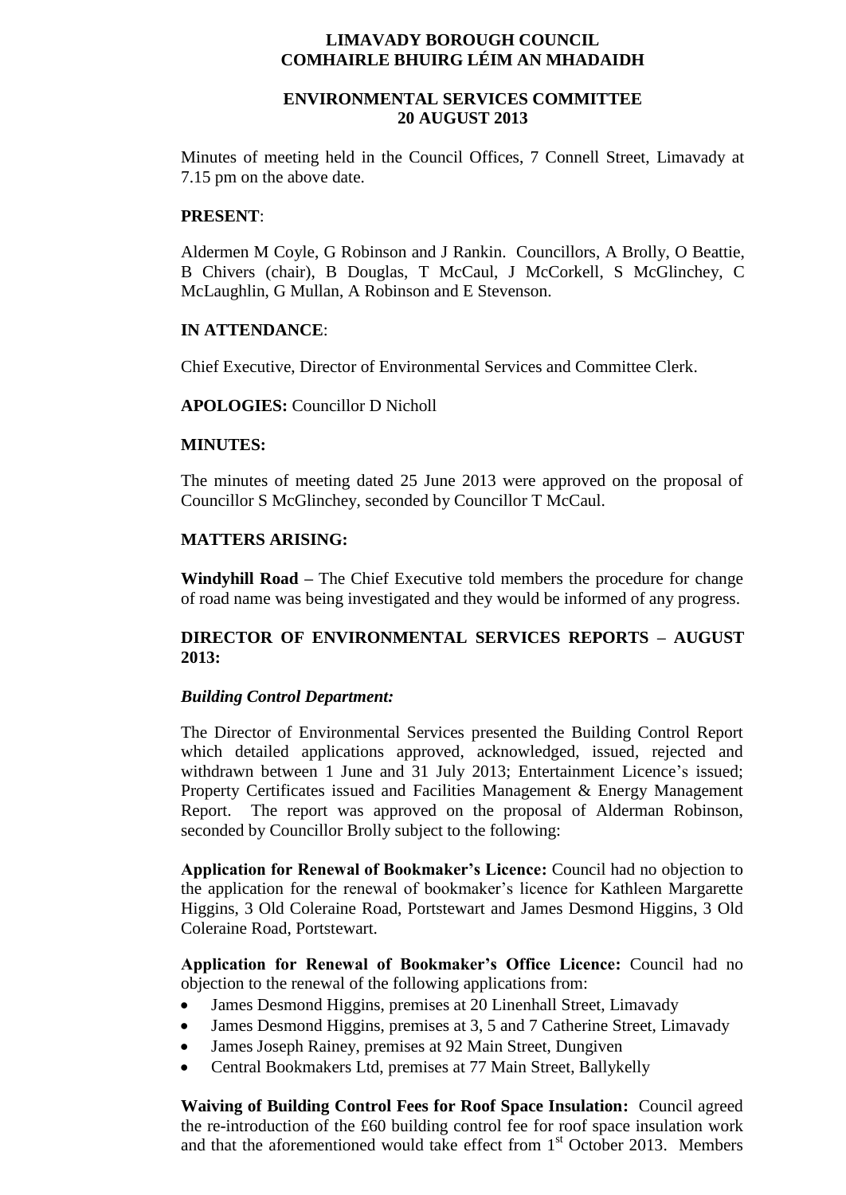**LIMAVADY BOROUGH COUNCIL**
**COMHAIRLE BHUIRG LÉIM AN MHADAIDH**

**ENVIRONMENTAL SERVICES COMMITTEE**
**20 AUGUST 2013**

Minutes of meeting held in the Council Offices, 7 Connell Street, Limavady at 7.15 pm on the above date.

**PRESENT**:

Aldermen M Coyle, G Robinson and J Rankin. Councillors, A Brolly, O Beattie, B Chivers (chair), B Douglas, T McCaul, J McCorkell, S McGlinchey, C McLaughlin, G Mullan, A Robinson and E Stevenson.

**IN ATTENDANCE**:

Chief Executive, Director of Environmental Services and Committee Clerk.

**APOLOGIES:** Councillor D Nicholl

**MINUTES:**

The minutes of meeting dated 25 June 2013 were approved on the proposal of Councillor S McGlinchey, seconded by Councillor T McCaul.

**MATTERS ARISING:**

**Windyhill Road –** The Chief Executive told members the procedure for change of road name was being investigated and they would be informed of any progress.

**DIRECTOR OF ENVIRONMENTAL SERVICES REPORTS – AUGUST 2013:**

***Building Control Department:***

The Director of Environmental Services presented the Building Control Report which detailed applications approved, acknowledged, issued, rejected and withdrawn between 1 June and 31 July 2013; Entertainment Licence's issued; Property Certificates issued and Facilities Management & Energy Management Report. The report was approved on the proposal of Alderman Robinson, seconded by Councillor Brolly subject to the following:

**Application for Renewal of Bookmaker's Licence:** Council had no objection to the application for the renewal of bookmaker's licence for Kathleen Margarette Higgins, 3 Old Coleraine Road, Portstewart and James Desmond Higgins, 3 Old Coleraine Road, Portstewart.

**Application for Renewal of Bookmaker's Office Licence:** Council had no objection to the renewal of the following applications from:

- James Desmond Higgins, premises at 20 Linenhall Street, Limavady
- James Desmond Higgins, premises at 3, 5 and 7 Catherine Street, Limavady
- James Joseph Rainey, premises at 92 Main Street, Dungiven
- Central Bookmakers Ltd, premises at 77 Main Street, Ballykelly

**Waiving of Building Control Fees for Roof Space Insulation:** Council agreed the re-introduction of the £60 building control fee for roof space insulation work and that the aforementioned would take effect from 1st October 2013. Members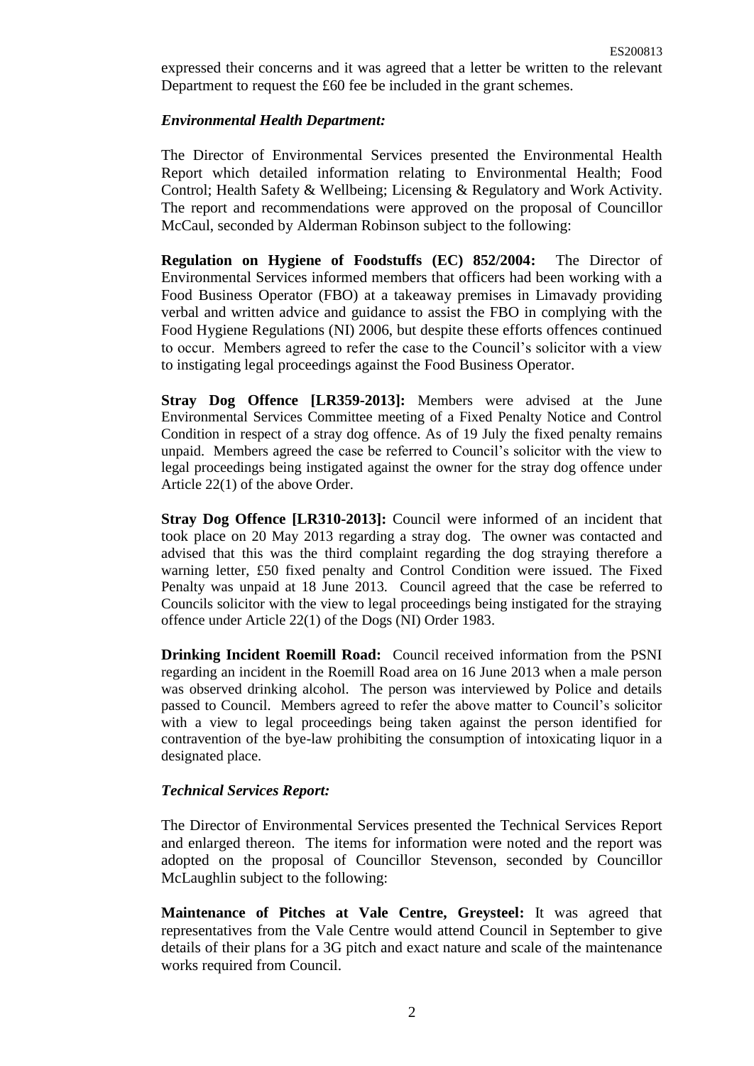expressed their concerns and it was agreed that a letter be written to the relevant Department to request the £60 fee be included in the grant schemes.

### *Environmental Health Department:*

The Director of Environmental Services presented the Environmental Health Report which detailed information relating to Environmental Health; Food Control; Health Safety & Wellbeing; Licensing & Regulatory and Work Activity. The report and recommendations were approved on the proposal of Councillor McCaul, seconded by Alderman Robinson subject to the following:

**Regulation on Hygiene of Foodstuffs (EC) 852/2004:** The Director of Environmental Services informed members that officers had been working with a Food Business Operator (FBO) at a takeaway premises in Limavady providing verbal and written advice and guidance to assist the FBO in complying with the Food Hygiene Regulations (NI) 2006, but despite these efforts offences continued to occur. Members agreed to refer the case to the Council's solicitor with a view to instigating legal proceedings against the Food Business Operator.

**Stray Dog Offence [LR359-2013]:** Members were advised at the June Environmental Services Committee meeting of a Fixed Penalty Notice and Control Condition in respect of a stray dog offence. As of 19 July the fixed penalty remains unpaid. Members agreed the case be referred to Council's solicitor with the view to legal proceedings being instigated against the owner for the stray dog offence under Article 22(1) of the above Order.

**Stray Dog Offence [LR310-2013]:** Council were informed of an incident that took place on 20 May 2013 regarding a stray dog. The owner was contacted and advised that this was the third complaint regarding the dog straying therefore a warning letter, £50 fixed penalty and Control Condition were issued. The Fixed Penalty was unpaid at 18 June 2013. Council agreed that the case be referred to Councils solicitor with the view to legal proceedings being instigated for the straying offence under Article 22(1) of the Dogs (NI) Order 1983.

**Drinking Incident Roemill Road:** Council received information from the PSNI regarding an incident in the Roemill Road area on 16 June 2013 when a male person was observed drinking alcohol. The person was interviewed by Police and details passed to Council. Members agreed to refer the above matter to Council's solicitor with a view to legal proceedings being taken against the person identified for contravention of the bye-law prohibiting the consumption of intoxicating liquor in a designated place.

### *Technical Services Report:*

The Director of Environmental Services presented the Technical Services Report and enlarged thereon. The items for information were noted and the report was adopted on the proposal of Councillor Stevenson, seconded by Councillor McLaughlin subject to the following:

**Maintenance of Pitches at Vale Centre, Greysteel:** It was agreed that representatives from the Vale Centre would attend Council in September to give details of their plans for a 3G pitch and exact nature and scale of the maintenance works required from Council.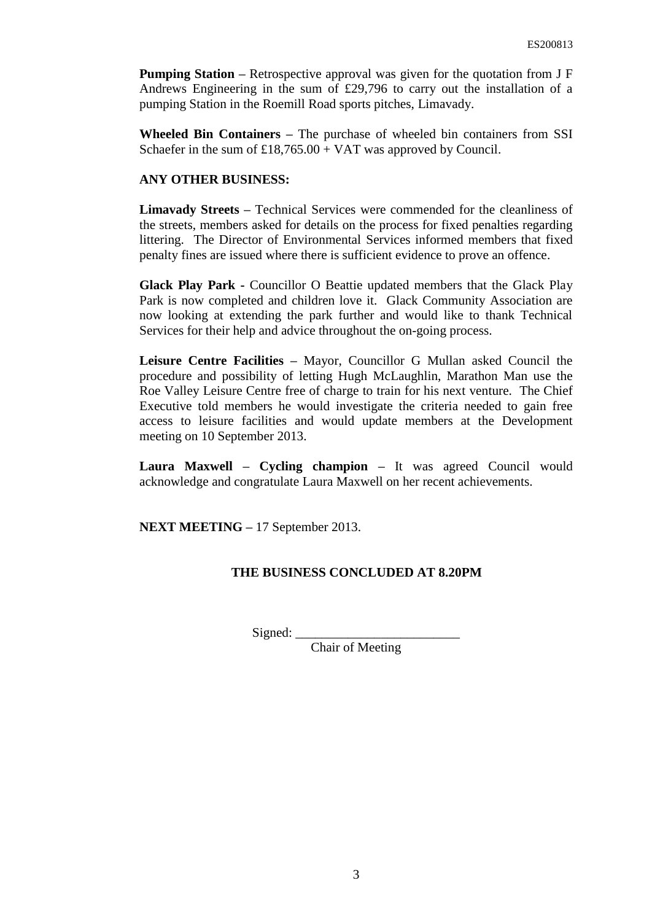**Pumping Station –** Retrospective approval was given for the quotation from J F Andrews Engineering in the sum of £29,796 to carry out the installation of a pumping Station in the Roemill Road sports pitches, Limavady.

**Wheeled Bin Containers –** The purchase of wheeled bin containers from SSI Schaefer in the sum of £18,765.00 + VAT was approved by Council.

**ANY OTHER BUSINESS:**

**Limavady Streets –** Technical Services were commended for the cleanliness of the streets, members asked for details on the process for fixed penalties regarding littering. The Director of Environmental Services informed members that fixed penalty fines are issued where there is sufficient evidence to prove an offence.

**Glack Play Park -** Councillor O Beattie updated members that the Glack Play Park is now completed and children love it. Glack Community Association are now looking at extending the park further and would like to thank Technical Services for their help and advice throughout the on-going process.

**Leisure Centre Facilities –** Mayor, Councillor G Mullan asked Council the procedure and possibility of letting Hugh McLaughlin, Marathon Man use the Roe Valley Leisure Centre free of charge to train for his next venture. The Chief Executive told members he would investigate the criteria needed to gain free access to leisure facilities and would update members at the Development meeting on 10 September 2013.

**Laura Maxwell – Cycling champion –** It was agreed Council would acknowledge and congratulate Laura Maxwell on her recent achievements.

**NEXT MEETING –** 17 September 2013.

**THE BUSINESS CONCLUDED AT 8.20PM**

Signed: _________________________

Chair of Meeting